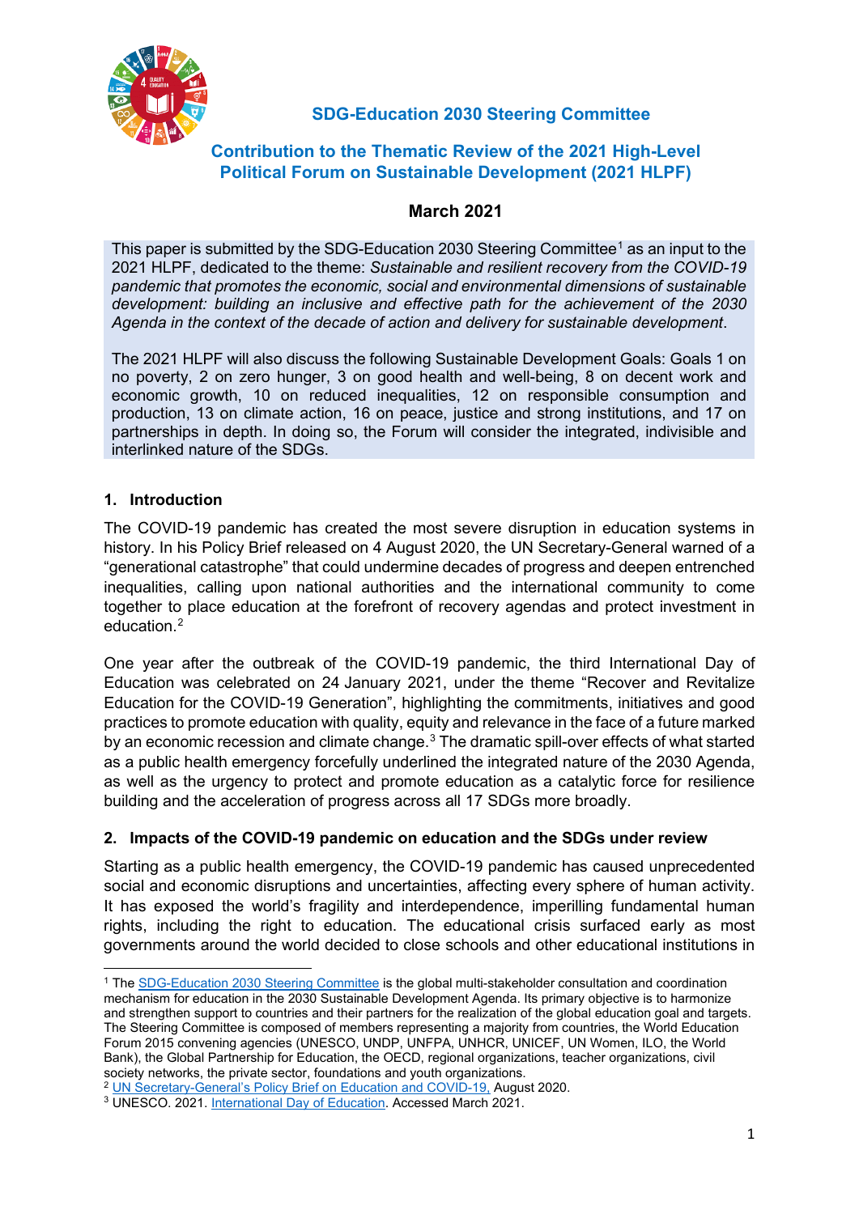## SDG-Education 2030 Steering Committee

## Contribution to the Thematic Review of the 2021 High-Level Political Forum on Sustainable Development (2021 HLPF)

**March 2021**

This paper is submitted by the SDG-Education 2030 Steering Committee[1] as an input to the 2021 HLPF, dedicated to the theme: *Sustainable and resilient recovery from the COVID-19 pandemic that promotes the economic, social and environmental dimensions of sustainable development: building an inclusive and effective path for the achievement of the 2030 Agenda in the context of the decade of action and delivery for sustainable development*.

The 2021 HLPF will also discuss the following Sustainable Development Goals: Goals 1 on no poverty, 2 on zero hunger, 3 on good health and well-being, 8 on decent work and economic growth, 10 on reduced inequalities, 12 on responsible consumption and production, 13 on climate action, 16 on peace, justice and strong institutions, and 17 on partnerships in depth. In doing so, the Forum will consider the integrated, indivisible and interlinked nature of the SDGs.

### 1. Introduction

The COVID-19 pandemic has created the most severe disruption in education systems in history. In his Policy Brief released on 4 August 2020, the UN Secretary-General warned of a "generational catastrophe" that could undermine decades of progress and deepen entrenched inequalities, calling upon national authorities and the international community to come together to place education at the forefront of recovery agendas and protect investment in education.[2]

One year after the outbreak of the COVID-19 pandemic, the third International Day of Education was celebrated on 24 January 2021, under the theme "Recover and Revitalize Education for the COVID-19 Generation", highlighting the commitments, initiatives and good practices to promote education with quality, equity and relevance in the face of a future marked by an economic recession and climate change.[3] The dramatic spill-over effects of what started as a public health emergency forcefully underlined the integrated nature of the 2030 Agenda, as well as the urgency to protect and promote education as a catalytic force for resilience building and the acceleration of progress across all 17 SDGs more broadly.

### 2. Impacts of the COVID-19 pandemic on education and the SDGs under review

Starting as a public health emergency, the COVID-19 pandemic has caused unprecedented social and economic disruptions and uncertainties, affecting every sphere of human activity. It has exposed the world's fragility and interdependence, imperilling fundamental human rights, including the right to education. The educational crisis surfaced early as most governments around the world decided to close schools and other educational institutions in

---

[1] The SDG-Education 2030 Steering Committee is the global multi-stakeholder consultation and coordination mechanism for education in the 2030 Sustainable Development Agenda. Its primary objective is to harmonize and strengthen support to countries and their partners for the realization of the global education goal and targets. The Steering Committee is composed of members representing a majority from countries, the World Education Forum 2015 convening agencies (UNESCO, UNDP, UNFPA, UNHCR, UNICEF, UN Women, ILO, the World Bank), the Global Partnership for Education, the OECD, regional organizations, teacher organizations, civil society networks, the private sector, foundations and youth organizations.

[2] UN Secretary-General's Policy Brief on Education and COVID-19, August 2020.

[3] UNESCO. 2021. International Day of Education. Accessed March 2021.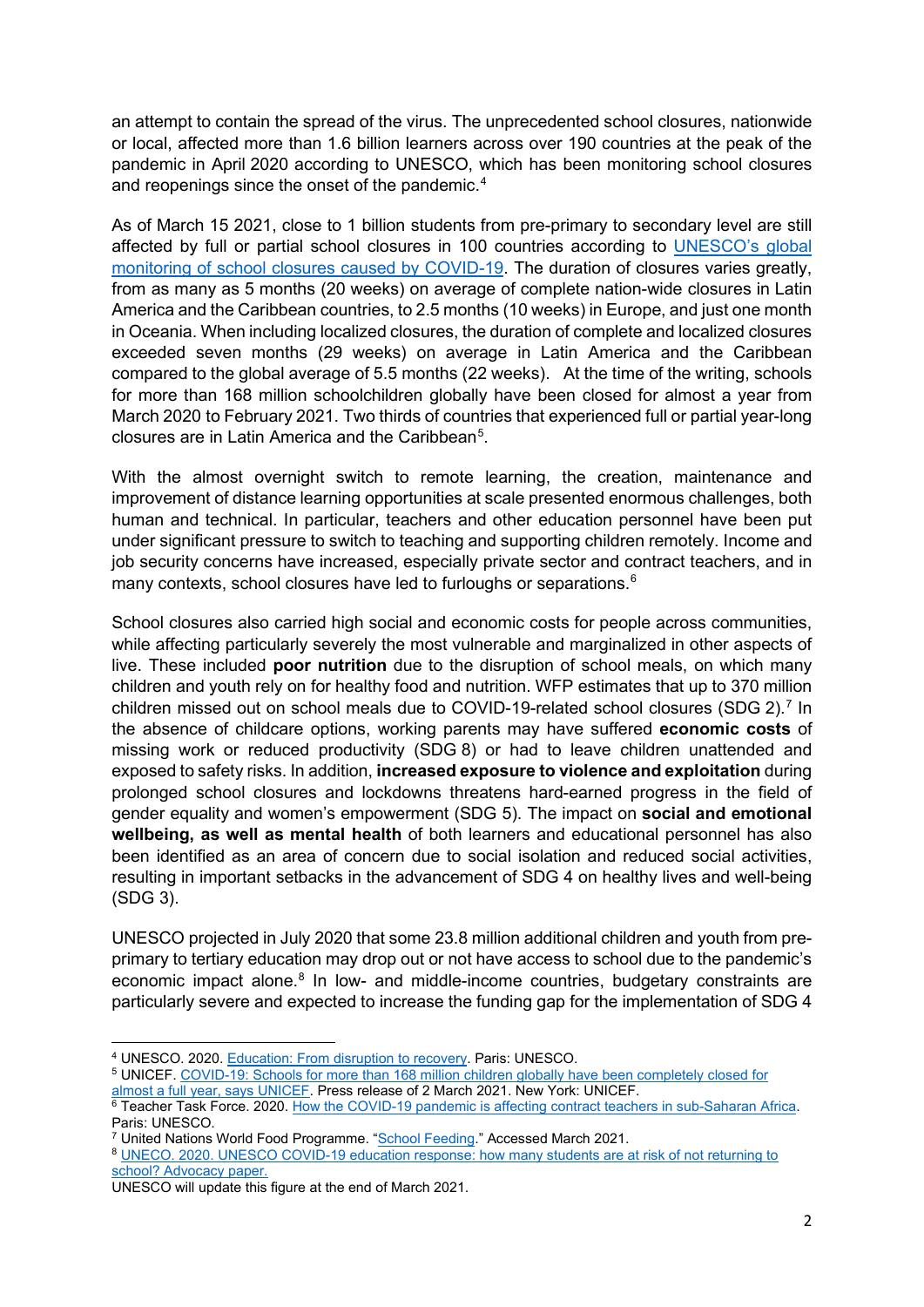an attempt to contain the spread of the virus. The unprecedented school closures, nationwide or local, affected more than 1.6 billion learners across over 190 countries at the peak of the pandemic in April 2020 according to UNESCO, which has been monitoring school closures and reopenings since the onset of the pandemic.[4]

As of March 15 2021, close to 1 billion students from pre-primary to secondary level are still affected by full or partial school closures in 100 countries according to [UNESCO's global monitoring of school closures caused by COVID-19](). The duration of closures varies greatly, from as many as 5 months (20 weeks) on average of complete nation-wide closures in Latin America and the Caribbean countries, to 2.5 months (10 weeks) in Europe, and just one month in Oceania. When including localized closures, the duration of complete and localized closures exceeded seven months (29 weeks) on average in Latin America and the Caribbean compared to the global average of 5.5 months (22 weeks). At the time of the writing, schools for more than 168 million schoolchildren globally have been closed for almost a year from March 2020 to February 2021. Two thirds of countries that experienced full or partial year-long closures are in Latin America and the Caribbean[5].

With the almost overnight switch to remote learning, the creation, maintenance and improvement of distance learning opportunities at scale presented enormous challenges, both human and technical. In particular, teachers and other education personnel have been put under significant pressure to switch to teaching and supporting children remotely. Income and job security concerns have increased, especially private sector and contract teachers, and in many contexts, school closures have led to furloughs or separations.[6]

School closures also carried high social and economic costs for people across communities, while affecting particularly severely the most vulnerable and marginalized in other aspects of live. These included **poor nutrition** due to the disruption of school meals, on which many children and youth rely on for healthy food and nutrition. WFP estimates that up to 370 million children missed out on school meals due to COVID-19-related school closures (SDG 2).[7] In the absence of childcare options, working parents may have suffered **economic costs** of missing work or reduced productivity (SDG 8) or had to leave children unattended and exposed to safety risks. In addition, **increased exposure to violence and exploitation** during prolonged school closures and lockdowns threatens hard-earned progress in the field of gender equality and women's empowerment (SDG 5). The impact on **social and emotional wellbeing, as well as mental health** of both learners and educational personnel has also been identified as an area of concern due to social isolation and reduced social activities, resulting in important setbacks in the advancement of SDG 4 on healthy lives and well-being (SDG 3).

UNESCO projected in July 2020 that some 23.8 million additional children and youth from pre-primary to tertiary education may drop out or not have access to school due to the pandemic's economic impact alone.[8] In low- and middle-income countries, budgetary constraints are particularly severe and expected to increase the funding gap for the implementation of SDG 4

---

[4] UNESCO. 2020. Education: From disruption to recovery. Paris: UNESCO.

[5] UNICEF. COVID-19: Schools for more than 168 million children globally have been completely closed for almost a full year, says UNICEF. Press release of 2 March 2021. New York: UNICEF.

[6] Teacher Task Force. 2020. How the COVID-19 pandemic is affecting contract teachers in sub-Saharan Africa. Paris: UNESCO.

[7] United Nations World Food Programme. "School Feeding." Accessed March 2021.

[8] UNECO. 2020. UNESCO COVID-19 education response: how many students are at risk of not returning to school? Advocacy paper.

UNESCO will update this figure at the end of March 2021.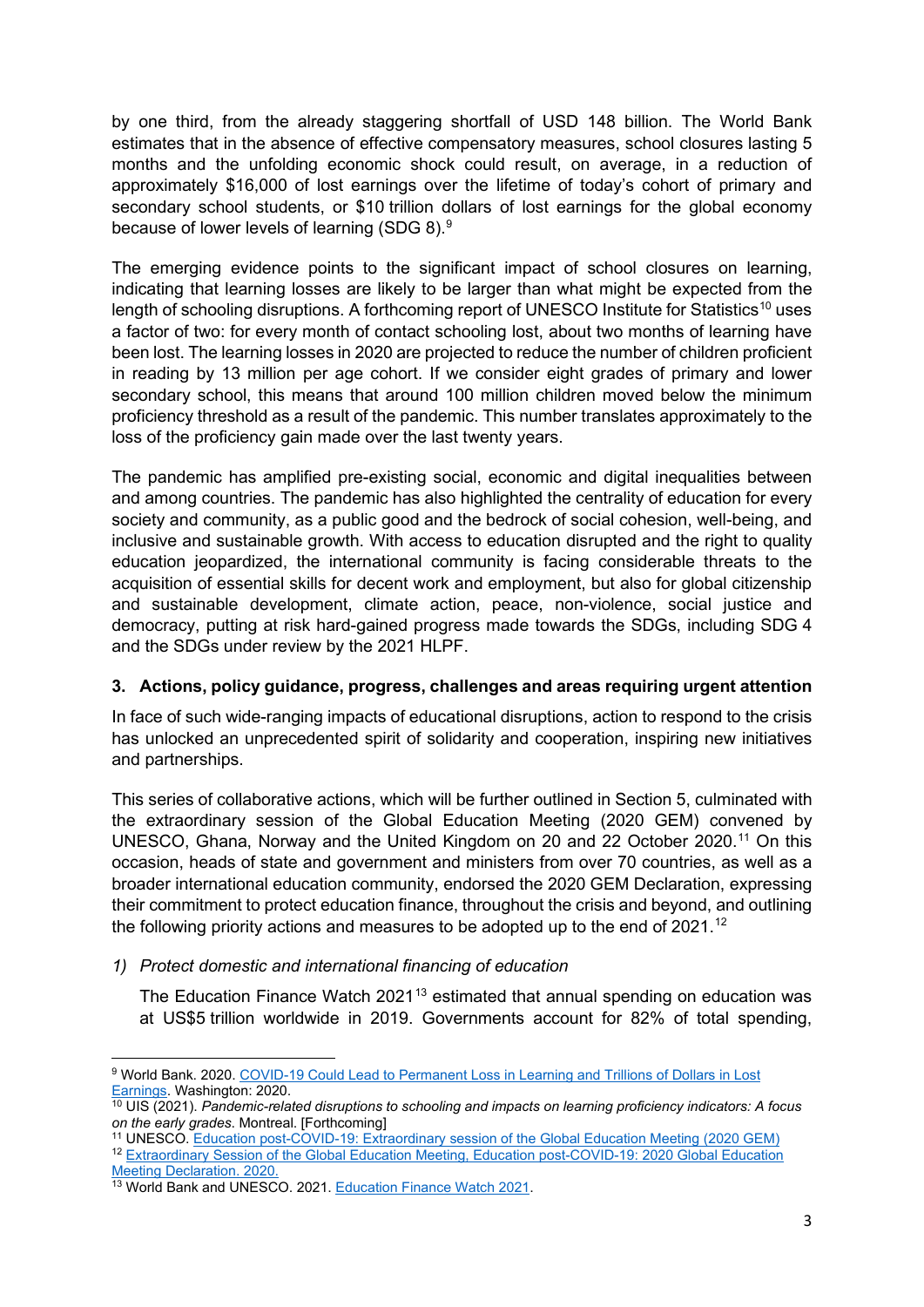by one third, from the already staggering shortfall of USD 148 billion. The World Bank estimates that in the absence of effective compensatory measures, school closures lasting 5 months and the unfolding economic shock could result, on average, in a reduction of approximately $16,000 of lost earnings over the lifetime of today's cohort of primary and secondary school students, or $10 trillion dollars of lost earnings for the global economy because of lower levels of learning (SDG 8).[9]

The emerging evidence points to the significant impact of school closures on learning, indicating that learning losses are likely to be larger than what might be expected from the length of schooling disruptions. A forthcoming report of UNESCO Institute for Statistics[10] uses a factor of two: for every month of contact schooling lost, about two months of learning have been lost. The learning losses in 2020 are projected to reduce the number of children proficient in reading by 13 million per age cohort. If we consider eight grades of primary and lower secondary school, this means that around 100 million children moved below the minimum proficiency threshold as a result of the pandemic. This number translates approximately to the loss of the proficiency gain made over the last twenty years.

The pandemic has amplified pre-existing social, economic and digital inequalities between and among countries. The pandemic has also highlighted the centrality of education for every society and community, as a public good and the bedrock of social cohesion, well-being, and inclusive and sustainable growth. With access to education disrupted and the right to quality education jeopardized, the international community is facing considerable threats to the acquisition of essential skills for decent work and employment, but also for global citizenship and sustainable development, climate action, peace, non-violence, social justice and democracy, putting at risk hard-gained progress made towards the SDGs, including SDG 4 and the SDGs under review by the 2021 HLPF.

## 3. Actions, policy guidance, progress, challenges and areas requiring urgent attention

In face of such wide-ranging impacts of educational disruptions, action to respond to the crisis has unlocked an unprecedented spirit of solidarity and cooperation, inspiring new initiatives and partnerships.

This series of collaborative actions, which will be further outlined in Section 5, culminated with the extraordinary session of the Global Education Meeting (2020 GEM) convened by UNESCO, Ghana, Norway and the United Kingdom on 20 and 22 October 2020.[11] On this occasion, heads of state and government and ministers from over 70 countries, as well as a broader international education community, endorsed the 2020 GEM Declaration, expressing their commitment to protect education finance, throughout the crisis and beyond, and outlining the following priority actions and measures to be adopted up to the end of 2021.[12]

*1) Protect domestic and international financing of education*

The Education Finance Watch 2021[13] estimated that annual spending on education was at US$5 trillion worldwide in 2019. Governments account for 82% of total spending,

---

[9] World Bank. 2020. COVID-19 Could Lead to Permanent Loss in Learning and Trillions of Dollars in Lost Earnings. Washington: 2020.

[10] UIS (2021). *Pandemic-related disruptions to schooling and impacts on learning proficiency indicators: A focus on the early grades*. Montreal. [Forthcoming]

[11] UNESCO. Education post-COVID-19: Extraordinary session of the Global Education Meeting (2020 GEM)

[12] Extraordinary Session of the Global Education Meeting, Education post-COVID-19: 2020 Global Education Meeting Declaration. 2020.

[13] World Bank and UNESCO. 2021. Education Finance Watch 2021.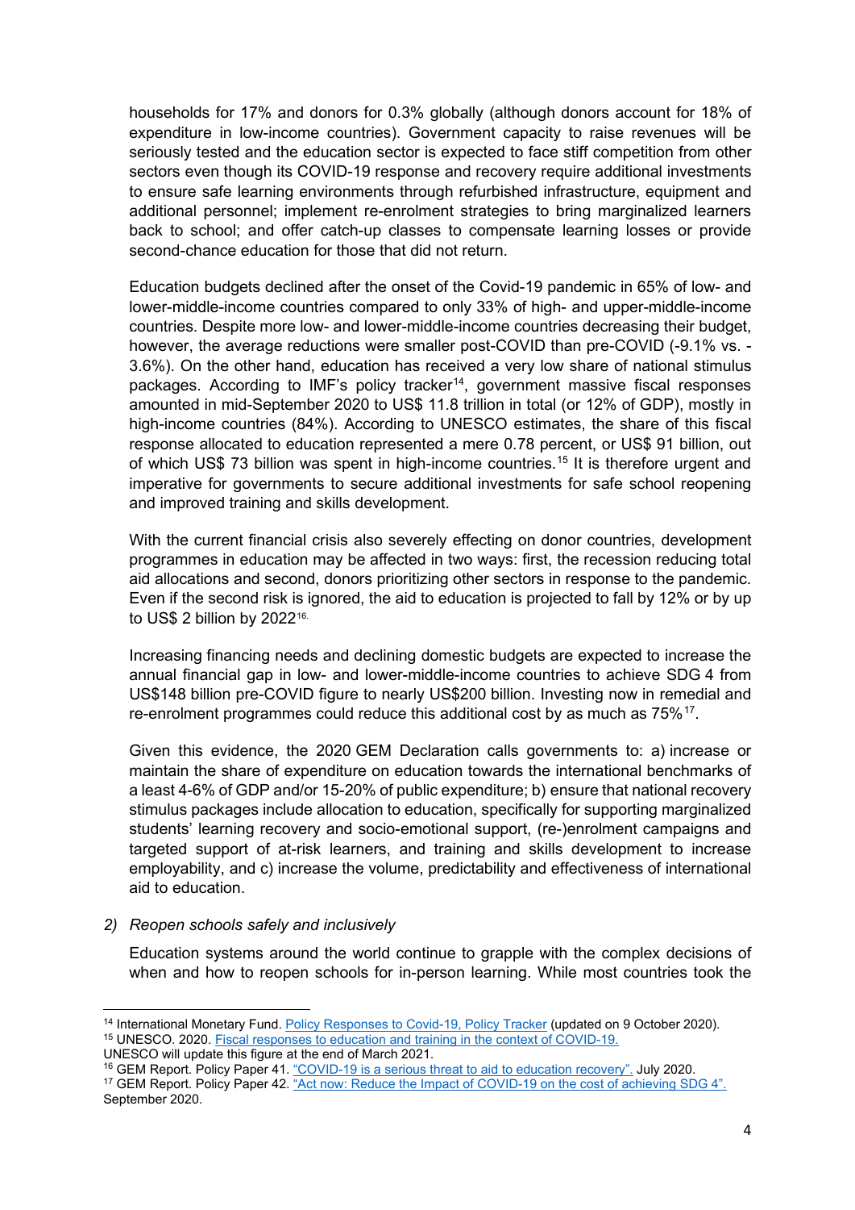households for 17% and donors for 0.3% globally (although donors account for 18% of expenditure in low-income countries). Government capacity to raise revenues will be seriously tested and the education sector is expected to face stiff competition from other sectors even though its COVID-19 response and recovery require additional investments to ensure safe learning environments through refurbished infrastructure, equipment and additional personnel; implement re-enrolment strategies to bring marginalized learners back to school; and offer catch-up classes to compensate learning losses or provide second-chance education for those that did not return.

Education budgets declined after the onset of the Covid-19 pandemic in 65% of low- and lower-middle-income countries compared to only 33% of high- and upper-middle-income countries. Despite more low- and lower-middle-income countries decreasing their budget, however, the average reductions were smaller post-COVID than pre-COVID (-9.1% vs. -3.6%). On the other hand, education has received a very low share of national stimulus packages. According to IMF's policy tracker[14], government massive fiscal responses amounted in mid-September 2020 to US$ 11.8 trillion in total (or 12% of GDP), mostly in high-income countries (84%). According to UNESCO estimates, the share of this fiscal response allocated to education represented a mere 0.78 percent, or US$ 91 billion, out of which US$ 73 billion was spent in high-income countries.[15] It is therefore urgent and imperative for governments to secure additional investments for safe school reopening and improved training and skills development.

With the current financial crisis also severely effecting on donor countries, development programmes in education may be affected in two ways: first, the recession reducing total aid allocations and second, donors prioritizing other sectors in response to the pandemic. Even if the second risk is ignored, the aid to education is projected to fall by 12% or by up to US$ 2 billion by 2022[16].

Increasing financing needs and declining domestic budgets are expected to increase the annual financial gap in low- and lower-middle-income countries to achieve SDG 4 from US$148 billion pre-COVID figure to nearly US$200 billion. Investing now in remedial and re-enrolment programmes could reduce this additional cost by as much as 75%[17].

Given this evidence, the 2020 GEM Declaration calls governments to: a) increase or maintain the share of expenditure on education towards the international benchmarks of a least 4-6% of GDP and/or 15-20% of public expenditure; b) ensure that national recovery stimulus packages include allocation to education, specifically for supporting marginalized students' learning recovery and socio-emotional support, (re-)enrolment campaigns and targeted support of at-risk learners, and training and skills development to increase employability, and c) increase the volume, predictability and effectiveness of international aid to education.

2) *Reopen schools safely and inclusively*

Education systems around the world continue to grapple with the complex decisions of when and how to reopen schools for in-person learning. While most countries took the

---

[14] International Monetary Fund. Policy Responses to Covid-19, Policy Tracker (updated on 9 October 2020).

[15] UNESCO. 2020. Fiscal responses to education and training in the context of COVID-19. UNESCO will update this figure at the end of March 2021.

[16] GEM Report. Policy Paper 41. "COVID-19 is a serious threat to aid to education recovery". July 2020.

[17] GEM Report. Policy Paper 42. "Act now: Reduce the Impact of COVID-19 on the cost of achieving SDG 4". September 2020.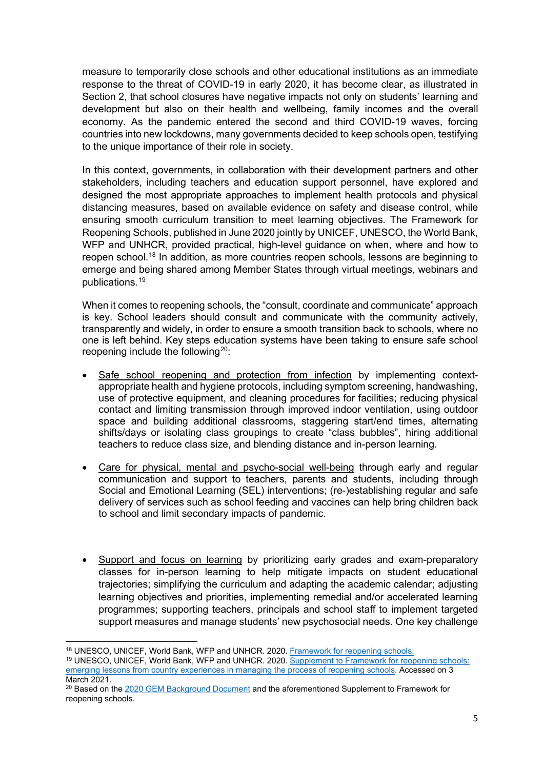measure to temporarily close schools and other educational institutions as an immediate response to the threat of COVID-19 in early 2020, it has become clear, as illustrated in Section 2, that school closures have negative impacts not only on students' learning and development but also on their health and wellbeing, family incomes and the overall economy. As the pandemic entered the second and third COVID-19 waves, forcing countries into new lockdowns, many governments decided to keep schools open, testifying to the unique importance of their role in society.

In this context, governments, in collaboration with their development partners and other stakeholders, including teachers and education support personnel, have explored and designed the most appropriate approaches to implement health protocols and physical distancing measures, based on available evidence on safety and disease control, while ensuring smooth curriculum transition to meet learning objectives. The Framework for Reopening Schools, published in June 2020 jointly by UNICEF, UNESCO, the World Bank, WFP and UNHCR, provided practical, high-level guidance on when, where and how to reopen school.[18] In addition, as more countries reopen schools, lessons are beginning to emerge and being shared among Member States through virtual meetings, webinars and publications.[19]

When it comes to reopening schools, the "consult, coordinate and communicate" approach is key. School leaders should consult and communicate with the community actively, transparently and widely, in order to ensure a smooth transition back to schools, where no one is left behind. Key steps education systems have been taking to ensure safe school reopening include the following[20]:

- Safe school reopening and protection from infection by implementing context-appropriate health and hygiene protocols, including symptom screening, handwashing, use of protective equipment, and cleaning procedures for facilities; reducing physical contact and limiting transmission through improved indoor ventilation, using outdoor space and building additional classrooms, staggering start/end times, alternating shifts/days or isolating class groupings to create "class bubbles", hiring additional teachers to reduce class size, and blending distance and in-person learning.

- Care for physical, mental and psycho-social well-being through early and regular communication and support to teachers, parents and students, including through Social and Emotional Learning (SEL) interventions; (re-)establishing regular and safe delivery of services such as school feeding and vaccines can help bring children back to school and limit secondary impacts of pandemic.

- Support and focus on learning by prioritizing early grades and exam-preparatory classes for in-person learning to help mitigate impacts on student educational trajectories; simplifying the curriculum and adapting the academic calendar; adjusting learning objectives and priorities, implementing remedial and/or accelerated learning programmes; supporting teachers, principals and school staff to implement targeted support measures and manage students' new psychosocial needs. One key challenge

[18] UNESCO, UNICEF, World Bank, WFP and UNHCR. 2020. Framework for reopening schools.

[19] UNESCO, UNICEF, World Bank, WFP and UNHCR. 2020. Supplement to Framework for reopening schools: emerging lessons from country experiences in managing the process of reopening schools. Accessed on 3 March 2021.

[20] Based on the 2020 GEM Background Document and the aforementioned Supplement to Framework for reopening schools.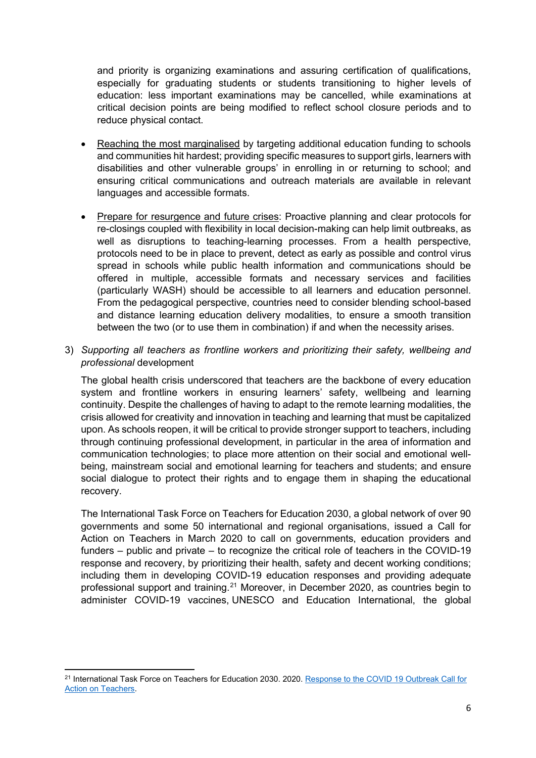and priority is organizing examinations and assuring certification of qualifications, especially for graduating students or students transitioning to higher levels of education: less important examinations may be cancelled, while examinations at critical decision points are being modified to reflect school closure periods and to reduce physical contact.

- Reaching the most marginalised by targeting additional education funding to schools and communities hit hardest; providing specific measures to support girls, learners with disabilities and other vulnerable groups' in enrolling in or returning to school; and ensuring critical communications and outreach materials are available in relevant languages and accessible formats.

- Prepare for resurgence and future crises: Proactive planning and clear protocols for re-closings coupled with flexibility in local decision-making can help limit outbreaks, as well as disruptions to teaching-learning processes. From a health perspective, protocols need to be in place to prevent, detect as early as possible and control virus spread in schools while public health information and communications should be offered in multiple, accessible formats and necessary services and facilities (particularly WASH) should be accessible to all learners and education personnel. From the pedagogical perspective, countries need to consider blending school-based and distance learning education delivery modalities, to ensure a smooth transition between the two (or to use them in combination) if and when the necessity arises.

3) *Supporting all teachers as frontline workers and prioritizing their safety, wellbeing and professional* development

The global health crisis underscored that teachers are the backbone of every education system and frontline workers in ensuring learners' safety, wellbeing and learning continuity. Despite the challenges of having to adapt to the remote learning modalities, the crisis allowed for creativity and innovation in teaching and learning that must be capitalized upon. As schools reopen, it will be critical to provide stronger support to teachers, including through continuing professional development, in particular in the area of information and communication technologies; to place more attention on their social and emotional well-being, mainstream social and emotional learning for teachers and students; and ensure social dialogue to protect their rights and to engage them in shaping the educational recovery.

The International Task Force on Teachers for Education 2030, a global network of over 90 governments and some 50 international and regional organisations, issued a Call for Action on Teachers in March 2020 to call on governments, education providers and funders – public and private – to recognize the critical role of teachers in the COVID-19 response and recovery, by prioritizing their health, safety and decent working conditions; including them in developing COVID-19 education responses and providing adequate professional support and training.[21] Moreover, in December 2020, as countries begin to administer COVID-19 vaccines, UNESCO and Education International, the global

---

[21] International Task Force on Teachers for Education 2030. 2020. Response to the COVID 19 Outbreak Call for Action on Teachers.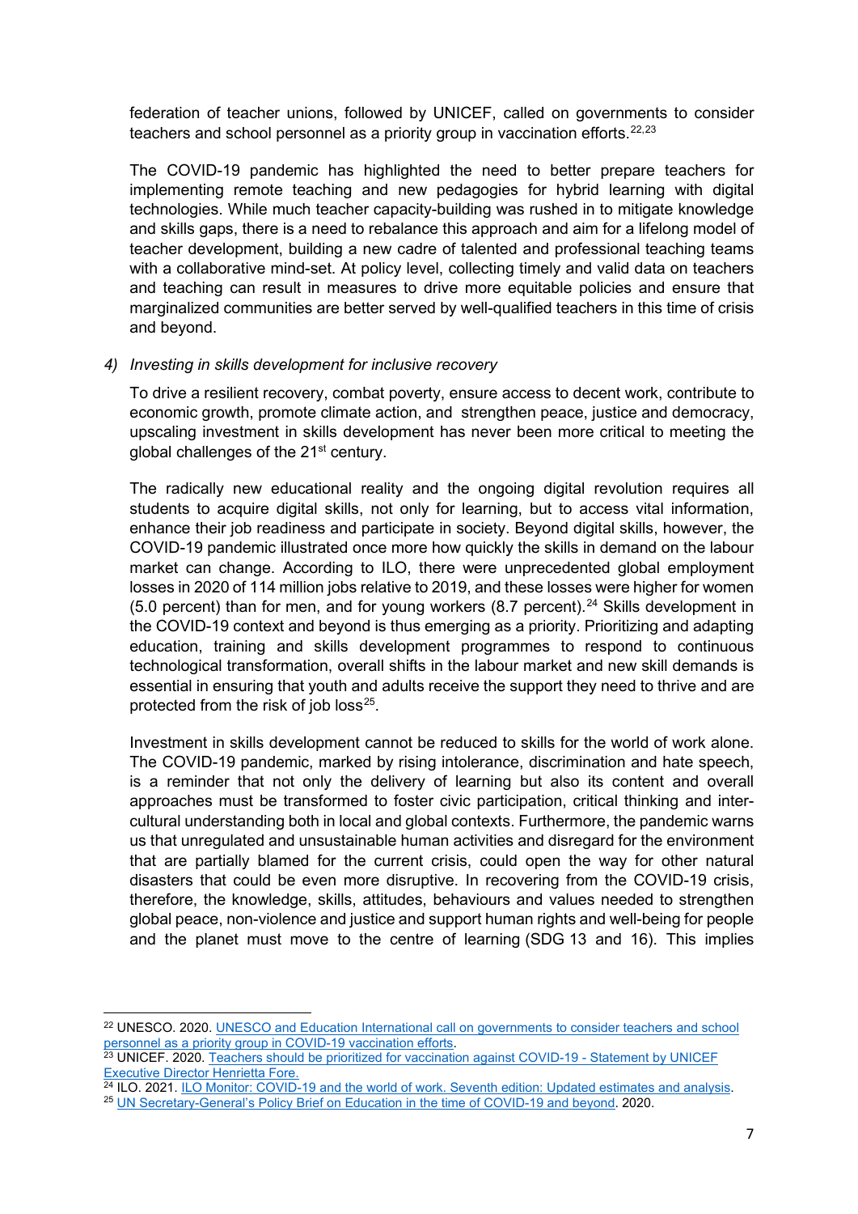federation of teacher unions, followed by UNICEF, called on governments to consider teachers and school personnel as a priority group in vaccination efforts.[22,23]

The COVID-19 pandemic has highlighted the need to better prepare teachers for implementing remote teaching and new pedagogies for hybrid learning with digital technologies. While much teacher capacity-building was rushed in to mitigate knowledge and skills gaps, there is a need to rebalance this approach and aim for a lifelong model of teacher development, building a new cadre of talented and professional teaching teams with a collaborative mind-set. At policy level, collecting timely and valid data on teachers and teaching can result in measures to drive more equitable policies and ensure that marginalized communities are better served by well-qualified teachers in this time of crisis and beyond.

4) *Investing in skills development for inclusive recovery*

To drive a resilient recovery, combat poverty, ensure access to decent work, contribute to economic growth, promote climate action, and strengthen peace, justice and democracy, upscaling investment in skills development has never been more critical to meeting the global challenges of the 21st century.

The radically new educational reality and the ongoing digital revolution requires all students to acquire digital skills, not only for learning, but to access vital information, enhance their job readiness and participate in society. Beyond digital skills, however, the COVID-19 pandemic illustrated once more how quickly the skills in demand on the labour market can change. According to ILO, there were unprecedented global employment losses in 2020 of 114 million jobs relative to 2019, and these losses were higher for women (5.0 percent) than for men, and for young workers (8.7 percent).[24] Skills development in the COVID-19 context and beyond is thus emerging as a priority. Prioritizing and adapting education, training and skills development programmes to respond to continuous technological transformation, overall shifts in the labour market and new skill demands is essential in ensuring that youth and adults receive the support they need to thrive and are protected from the risk of job loss[25].

Investment in skills development cannot be reduced to skills for the world of work alone. The COVID-19 pandemic, marked by rising intolerance, discrimination and hate speech, is a reminder that not only the delivery of learning but also its content and overall approaches must be transformed to foster civic participation, critical thinking and inter-cultural understanding both in local and global contexts. Furthermore, the pandemic warns us that unregulated and unsustainable human activities and disregard for the environment that are partially blamed for the current crisis, could open the way for other natural disasters that could be even more disruptive. In recovering from the COVID-19 crisis, therefore, the knowledge, skills, attitudes, behaviours and values needed to strengthen global peace, non-violence and justice and support human rights and well-being for people and the planet must move to the centre of learning (SDG 13 and 16). This implies

---

[22] UNESCO. 2020. UNESCO and Education International call on governments to consider teachers and school personnel as a priority group in COVID-19 vaccination efforts.

[23] UNICEF. 2020. Teachers should be prioritized for vaccination against COVID-19 - Statement by UNICEF Executive Director Henrietta Fore.

[24] ILO. 2021. ILO Monitor: COVID-19 and the world of work. Seventh edition: Updated estimates and analysis.

[25] UN Secretary-General's Policy Brief on Education in the time of COVID-19 and beyond. 2020.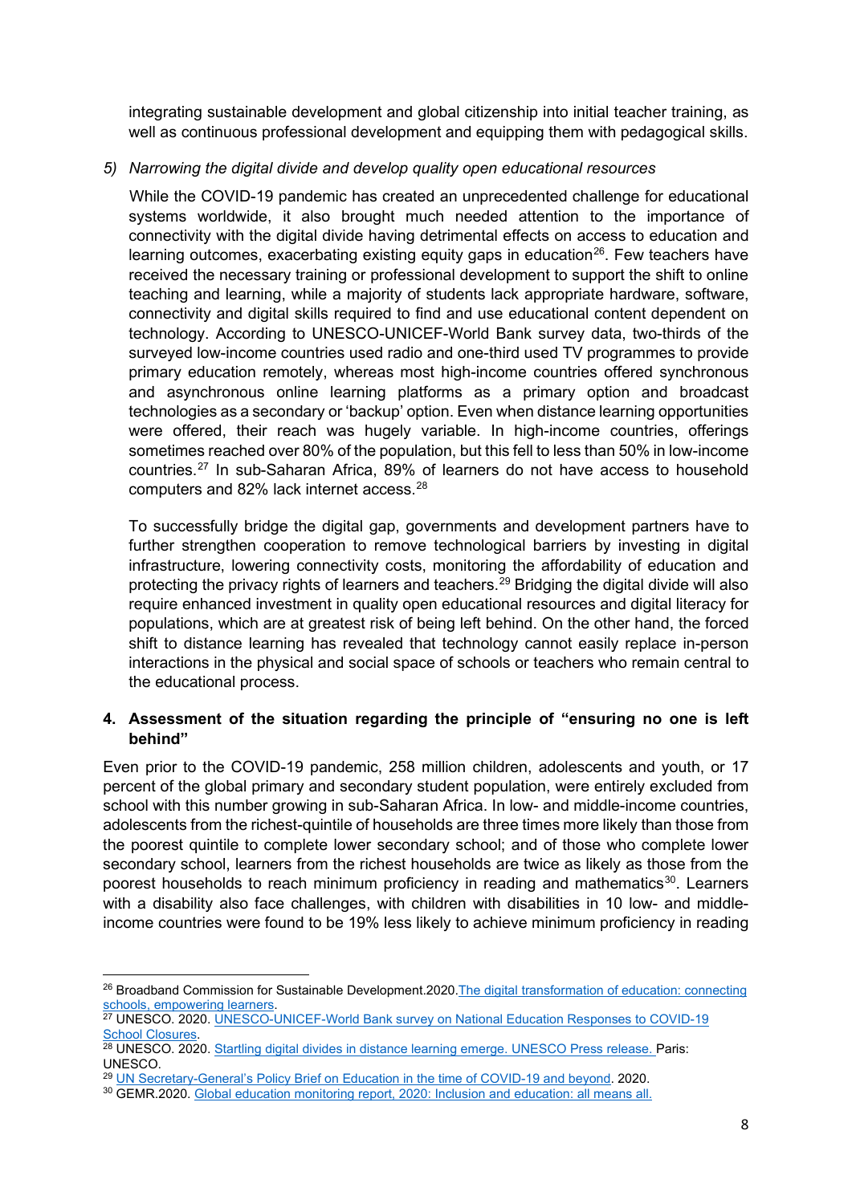integrating sustainable development and global citizenship into initial teacher training, as well as continuous professional development and equipping them with pedagogical skills.

*5) Narrowing the digital divide and develop quality open educational resources*

While the COVID-19 pandemic has created an unprecedented challenge for educational systems worldwide, it also brought much needed attention to the importance of connectivity with the digital divide having detrimental effects on access to education and learning outcomes, exacerbating existing equity gaps in education[26]. Few teachers have received the necessary training or professional development to support the shift to online teaching and learning, while a majority of students lack appropriate hardware, software, connectivity and digital skills required to find and use educational content dependent on technology. According to UNESCO-UNICEF-World Bank survey data, two-thirds of the surveyed low-income countries used radio and one-third used TV programmes to provide primary education remotely, whereas most high-income countries offered synchronous and asynchronous online learning platforms as a primary option and broadcast technologies as a secondary or 'backup' option. Even when distance learning opportunities were offered, their reach was hugely variable. In high-income countries, offerings sometimes reached over 80% of the population, but this fell to less than 50% in low-income countries.[27] In sub-Saharan Africa, 89% of learners do not have access to household computers and 82% lack internet access.[28]

To successfully bridge the digital gap, governments and development partners have to further strengthen cooperation to remove technological barriers by investing in digital infrastructure, lowering connectivity costs, monitoring the affordability of education and protecting the privacy rights of learners and teachers.[29] Bridging the digital divide will also require enhanced investment in quality open educational resources and digital literacy for populations, which are at greatest risk of being left behind. On the other hand, the forced shift to distance learning has revealed that technology cannot easily replace in-person interactions in the physical and social space of schools or teachers who remain central to the educational process.

## 4. Assessment of the situation regarding the principle of "ensuring no one is left behind"

Even prior to the COVID-19 pandemic, 258 million children, adolescents and youth, or 17 percent of the global primary and secondary student population, were entirely excluded from school with this number growing in sub-Saharan Africa. In low- and middle-income countries, adolescents from the richest-quintile of households are three times more likely than those from the poorest quintile to complete lower secondary school; and of those who complete lower secondary school, learners from the richest households are twice as likely as those from the poorest households to reach minimum proficiency in reading and mathematics[30]. Learners with a disability also face challenges, with children with disabilities in 10 low- and middle-income countries were found to be 19% less likely to achieve minimum proficiency in reading

---

[26] Broadband Commission for Sustainable Development.2020.The digital transformation of education: connecting schools, empowering learners.

[27] UNESCO. 2020. UNESCO-UNICEF-World Bank survey on National Education Responses to COVID-19 School Closures.

[28] UNESCO. 2020. Startling digital divides in distance learning emerge. UNESCO Press release. Paris: UNESCO.

[29] UN Secretary-General's Policy Brief on Education in the time of COVID-19 and beyond. 2020.

[30] GEMR.2020. Global education monitoring report, 2020: Inclusion and education: all means all.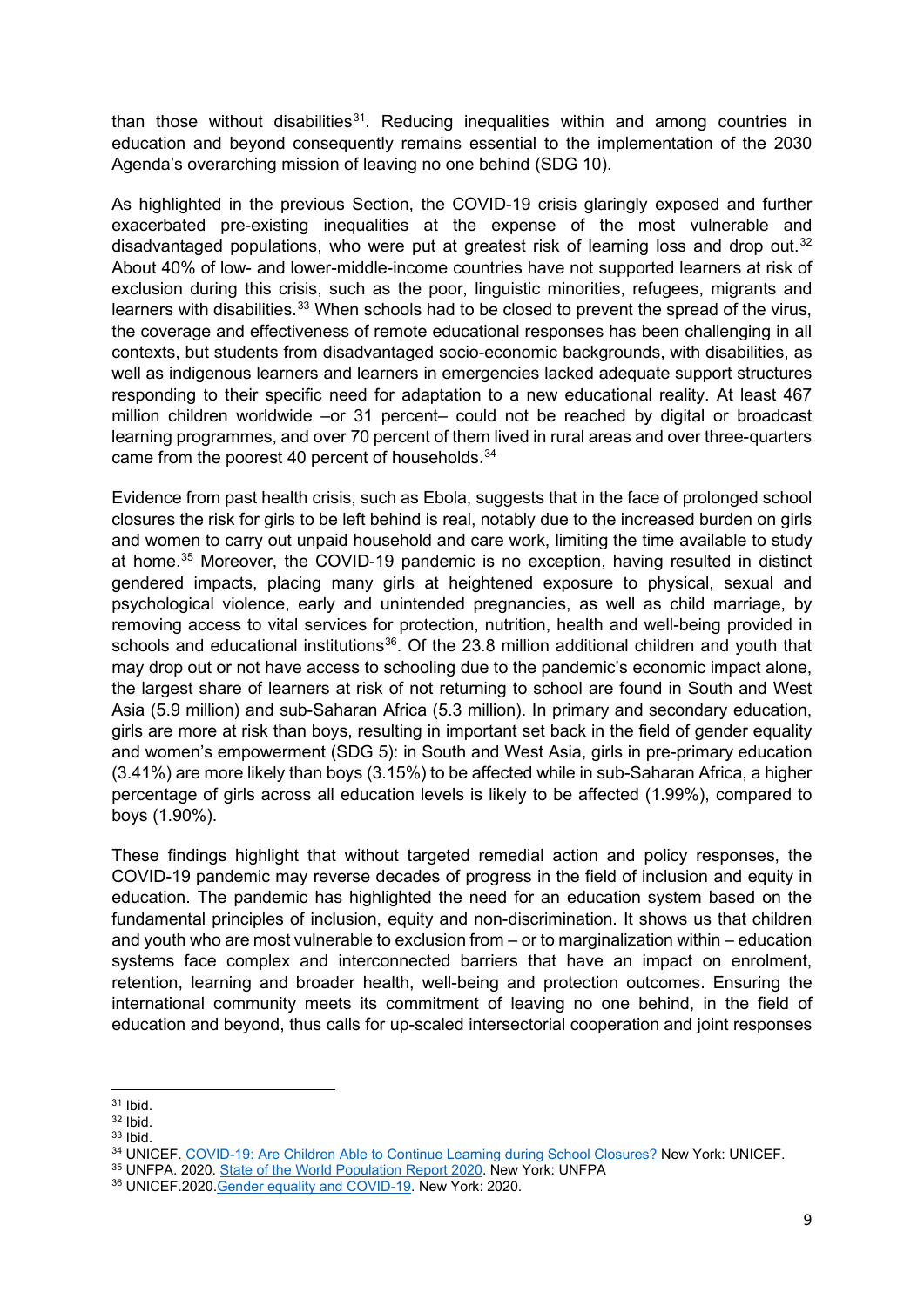than those without disabilities[31]. Reducing inequalities within and among countries in education and beyond consequently remains essential to the implementation of the 2030 Agenda's overarching mission of leaving no one behind (SDG 10).

As highlighted in the previous Section, the COVID-19 crisis glaringly exposed and further exacerbated pre-existing inequalities at the expense of the most vulnerable and disadvantaged populations, who were put at greatest risk of learning loss and drop out.[32] About 40% of low- and lower-middle-income countries have not supported learners at risk of exclusion during this crisis, such as the poor, linguistic minorities, refugees, migrants and learners with disabilities.[33] When schools had to be closed to prevent the spread of the virus, the coverage and effectiveness of remote educational responses has been challenging in all contexts, but students from disadvantaged socio-economic backgrounds, with disabilities, as well as indigenous learners and learners in emergencies lacked adequate support structures responding to their specific need for adaptation to a new educational reality. At least 467 million children worldwide –or 31 percent– could not be reached by digital or broadcast learning programmes, and over 70 percent of them lived in rural areas and over three-quarters came from the poorest 40 percent of households.[34]

Evidence from past health crisis, such as Ebola, suggests that in the face of prolonged school closures the risk for girls to be left behind is real, notably due to the increased burden on girls and women to carry out unpaid household and care work, limiting the time available to study at home.[35] Moreover, the COVID-19 pandemic is no exception, having resulted in distinct gendered impacts, placing many girls at heightened exposure to physical, sexual and psychological violence, early and unintended pregnancies, as well as child marriage, by removing access to vital services for protection, nutrition, health and well-being provided in schools and educational institutions[36]. Of the 23.8 million additional children and youth that may drop out or not have access to schooling due to the pandemic's economic impact alone, the largest share of learners at risk of not returning to school are found in South and West Asia (5.9 million) and sub-Saharan Africa (5.3 million). In primary and secondary education, girls are more at risk than boys, resulting in important set back in the field of gender equality and women's empowerment (SDG 5): in South and West Asia, girls in pre-primary education (3.41%) are more likely than boys (3.15%) to be affected while in sub-Saharan Africa, a higher percentage of girls across all education levels is likely to be affected (1.99%), compared to boys (1.90%).

These findings highlight that without targeted remedial action and policy responses, the COVID-19 pandemic may reverse decades of progress in the field of inclusion and equity in education. The pandemic has highlighted the need for an education system based on the fundamental principles of inclusion, equity and non-discrimination. It shows us that children and youth who are most vulnerable to exclusion from – or to marginalization within – education systems face complex and interconnected barriers that have an impact on enrolment, retention, learning and broader health, well-being and protection outcomes. Ensuring the international community meets its commitment of leaving no one behind, in the field of education and beyond, thus calls for up-scaled intersectorial cooperation and joint responses

---

[31] Ibid.
[32] Ibid.
[33] Ibid.
[34] UNICEF. COVID-19: Are Children Able to Continue Learning during School Closures? New York: UNICEF.
[35] UNFPA. 2020. State of the World Population Report 2020. New York: UNFPA
[36] UNICEF.2020.Gender equality and COVID-19. New York: 2020.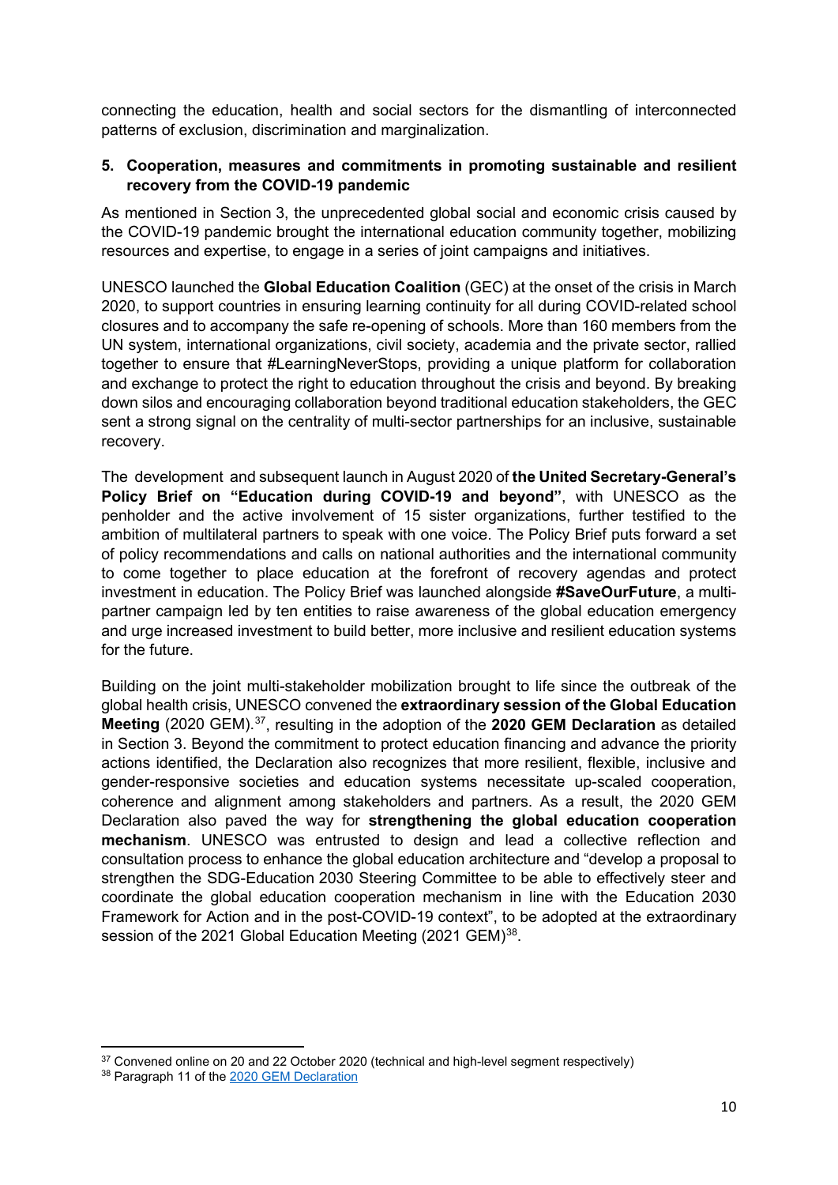connecting the education, health and social sectors for the dismantling of interconnected patterns of exclusion, discrimination and marginalization.

## 5. Cooperation, measures and commitments in promoting sustainable and resilient recovery from the COVID-19 pandemic

As mentioned in Section 3, the unprecedented global social and economic crisis caused by the COVID-19 pandemic brought the international education community together, mobilizing resources and expertise, to engage in a series of joint campaigns and initiatives.

UNESCO launched the **Global Education Coalition** (GEC) at the onset of the crisis in March 2020, to support countries in ensuring learning continuity for all during COVID-related school closures and to accompany the safe re-opening of schools. More than 160 members from the UN system, international organizations, civil society, academia and the private sector, rallied together to ensure that #LearningNeverStops, providing a unique platform for collaboration and exchange to protect the right to education throughout the crisis and beyond. By breaking down silos and encouraging collaboration beyond traditional education stakeholders, the GEC sent a strong signal on the centrality of multi-sector partnerships for an inclusive, sustainable recovery.

The development and subsequent launch in August 2020 of **the United Secretary-General's Policy Brief on "Education during COVID-19 and beyond"**, with UNESCO as the penholder and the active involvement of 15 sister organizations, further testified to the ambition of multilateral partners to speak with one voice. The Policy Brief puts forward a set of policy recommendations and calls on national authorities and the international community to come together to place education at the forefront of recovery agendas and protect investment in education. The Policy Brief was launched alongside **#SaveOurFuture**, a multi-partner campaign led by ten entities to raise awareness of the global education emergency and urge increased investment to build better, more inclusive and resilient education systems for the future.

Building on the joint multi-stakeholder mobilization brought to life since the outbreak of the global health crisis, UNESCO convened the **extraordinary session of the Global Education Meeting** (2020 GEM).[37], resulting in the adoption of the **2020 GEM Declaration** as detailed in Section 3. Beyond the commitment to protect education financing and advance the priority actions identified, the Declaration also recognizes that more resilient, flexible, inclusive and gender-responsive societies and education systems necessitate up-scaled cooperation, coherence and alignment among stakeholders and partners. As a result, the 2020 GEM Declaration also paved the way for **strengthening the global education cooperation mechanism**. UNESCO was entrusted to design and lead a collective reflection and consultation process to enhance the global education architecture and "develop a proposal to strengthen the SDG-Education 2030 Steering Committee to be able to effectively steer and coordinate the global education cooperation mechanism in line with the Education 2030 Framework for Action and in the post-COVID-19 context", to be adopted at the extraordinary session of the 2021 Global Education Meeting (2021 GEM)[38].

---

[37] Convened online on 20 and 22 October 2020 (technical and high-level segment respectively)

[38] Paragraph 11 of the 2020 GEM Declaration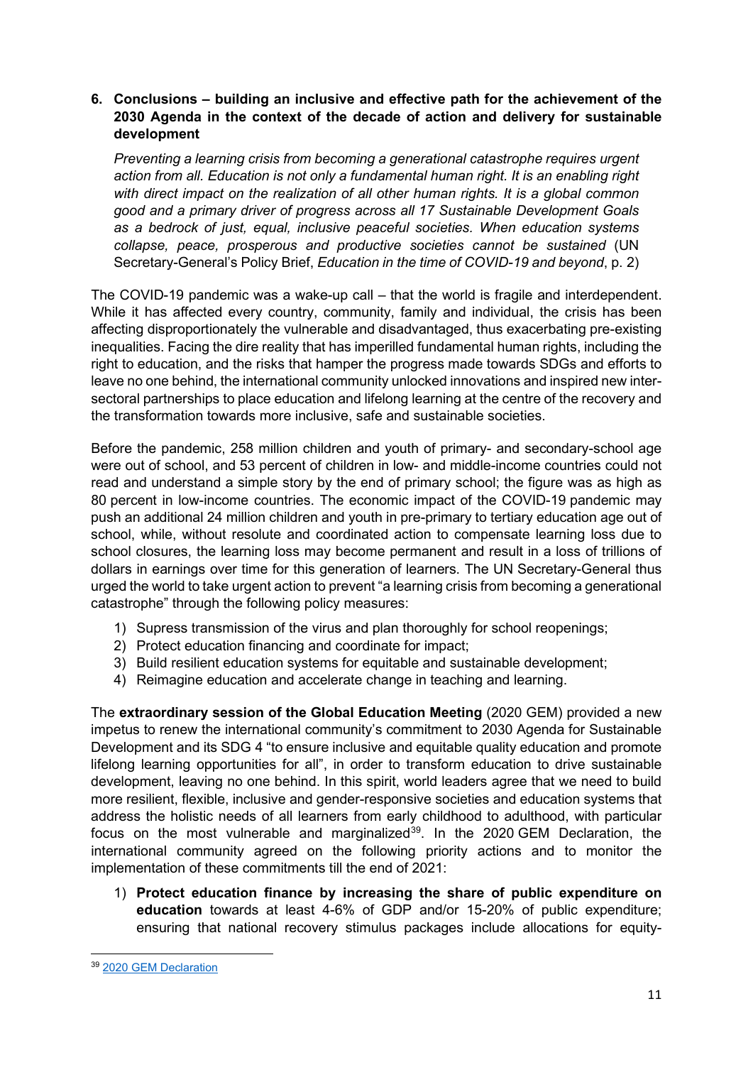## 6. Conclusions – building an inclusive and effective path for the achievement of the 2030 Agenda in the context of the decade of action and delivery for sustainable development

*Preventing a learning crisis from becoming a generational catastrophe requires urgent action from all. Education is not only a fundamental human right. It is an enabling right with direct impact on the realization of all other human rights. It is a global common good and a primary driver of progress across all 17 Sustainable Development Goals as a bedrock of just, equal, inclusive peaceful societies. When education systems collapse, peace, prosperous and productive societies cannot be sustained* (UN Secretary-General's Policy Brief, *Education in the time of COVID-19 and beyond*, p. 2)

The COVID-19 pandemic was a wake-up call – that the world is fragile and interdependent. While it has affected every country, community, family and individual, the crisis has been affecting disproportionately the vulnerable and disadvantaged, thus exacerbating pre-existing inequalities. Facing the dire reality that has imperilled fundamental human rights, including the right to education, and the risks that hamper the progress made towards SDGs and efforts to leave no one behind, the international community unlocked innovations and inspired new inter-sectoral partnerships to place education and lifelong learning at the centre of the recovery and the transformation towards more inclusive, safe and sustainable societies.

Before the pandemic, 258 million children and youth of primary- and secondary-school age were out of school, and 53 percent of children in low- and middle-income countries could not read and understand a simple story by the end of primary school; the figure was as high as 80 percent in low-income countries. The economic impact of the COVID-19 pandemic may push an additional 24 million children and youth in pre-primary to tertiary education age out of school, while, without resolute and coordinated action to compensate learning loss due to school closures, the learning loss may become permanent and result in a loss of trillions of dollars in earnings over time for this generation of learners. The UN Secretary-General thus urged the world to take urgent action to prevent "a learning crisis from becoming a generational catastrophe" through the following policy measures:

1) Supress transmission of the virus and plan thoroughly for school reopenings;
2) Protect education financing and coordinate for impact;
3) Build resilient education systems for equitable and sustainable development;
4) Reimagine education and accelerate change in teaching and learning.

The **extraordinary session of the Global Education Meeting** (2020 GEM) provided a new impetus to renew the international community's commitment to 2030 Agenda for Sustainable Development and its SDG 4 "to ensure inclusive and equitable quality education and promote lifelong learning opportunities for all", in order to transform education to drive sustainable development, leaving no one behind. In this spirit, world leaders agree that we need to build more resilient, flexible, inclusive and gender-responsive societies and education systems that address the holistic needs of all learners from early childhood to adulthood, with particular focus on the most vulnerable and marginalized[39]. In the 2020 GEM Declaration, the international community agreed on the following priority actions and to monitor the implementation of these commitments till the end of 2021:

1) **Protect education finance by increasing the share of public expenditure on education** towards at least 4-6% of GDP and/or 15-20% of public expenditure; ensuring that national recovery stimulus packages include allocations for equity-

[39] 2020 GEM Declaration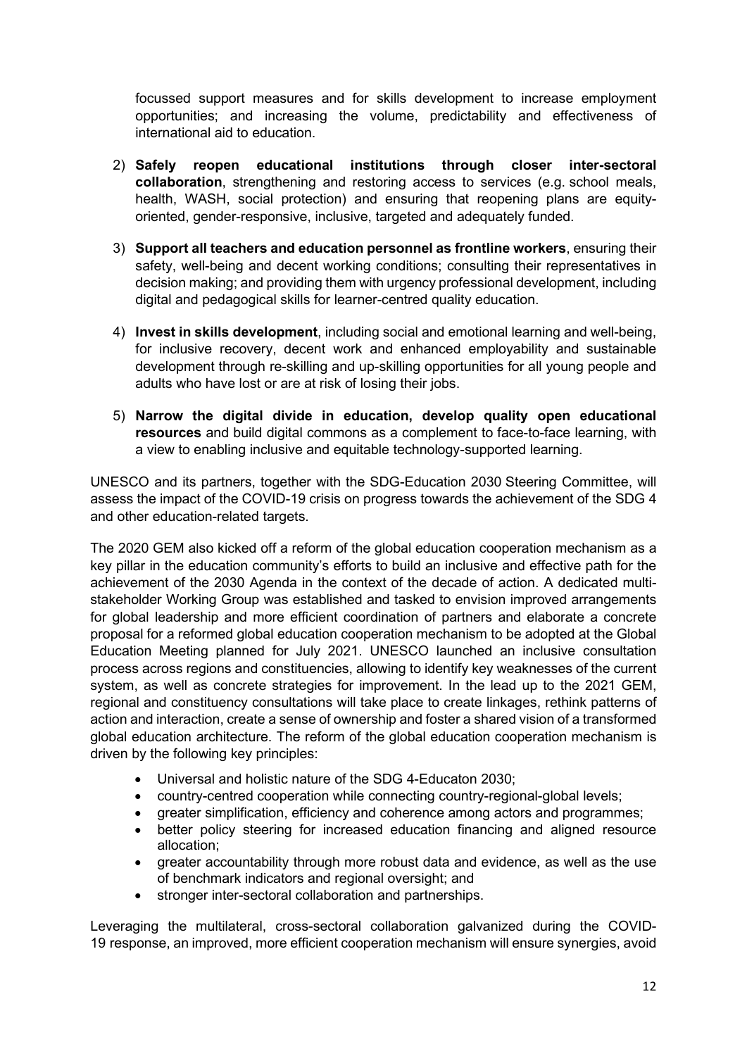focussed support measures and for skills development to increase employment opportunities; and increasing the volume, predictability and effectiveness of international aid to education.

2) **Safely reopen educational institutions through closer inter-sectoral collaboration**, strengthening and restoring access to services (e.g. school meals, health, WASH, social protection) and ensuring that reopening plans are equity-oriented, gender-responsive, inclusive, targeted and adequately funded.

3) **Support all teachers and education personnel as frontline workers**, ensuring their safety, well-being and decent working conditions; consulting their representatives in decision making; and providing them with urgency professional development, including digital and pedagogical skills for learner-centred quality education.

4) **Invest in skills development**, including social and emotional learning and well-being, for inclusive recovery, decent work and enhanced employability and sustainable development through re-skilling and up-skilling opportunities for all young people and adults who have lost or are at risk of losing their jobs.

5) **Narrow the digital divide in education, develop quality open educational resources** and build digital commons as a complement to face-to-face learning, with a view to enabling inclusive and equitable technology-supported learning.

UNESCO and its partners, together with the SDG-Education 2030 Steering Committee, will assess the impact of the COVID-19 crisis on progress towards the achievement of the SDG 4 and other education-related targets.

The 2020 GEM also kicked off a reform of the global education cooperation mechanism as a key pillar in the education community's efforts to build an inclusive and effective path for the achievement of the 2030 Agenda in the context of the decade of action. A dedicated multi-stakeholder Working Group was established and tasked to envision improved arrangements for global leadership and more efficient coordination of partners and elaborate a concrete proposal for a reformed global education cooperation mechanism to be adopted at the Global Education Meeting planned for July 2021. UNESCO launched an inclusive consultation process across regions and constituencies, allowing to identify key weaknesses of the current system, as well as concrete strategies for improvement. In the lead up to the 2021 GEM, regional and constituency consultations will take place to create linkages, rethink patterns of action and interaction, create a sense of ownership and foster a shared vision of a transformed global education architecture. The reform of the global education cooperation mechanism is driven by the following key principles:

- Universal and holistic nature of the SDG 4-Educaton 2030;
- country-centred cooperation while connecting country-regional-global levels;
- greater simplification, efficiency and coherence among actors and programmes;
- better policy steering for increased education financing and aligned resource allocation;
- greater accountability through more robust data and evidence, as well as the use of benchmark indicators and regional oversight; and
- stronger inter-sectoral collaboration and partnerships.

Leveraging the multilateral, cross-sectoral collaboration galvanized during the COVID-19 response, an improved, more efficient cooperation mechanism will ensure synergies, avoid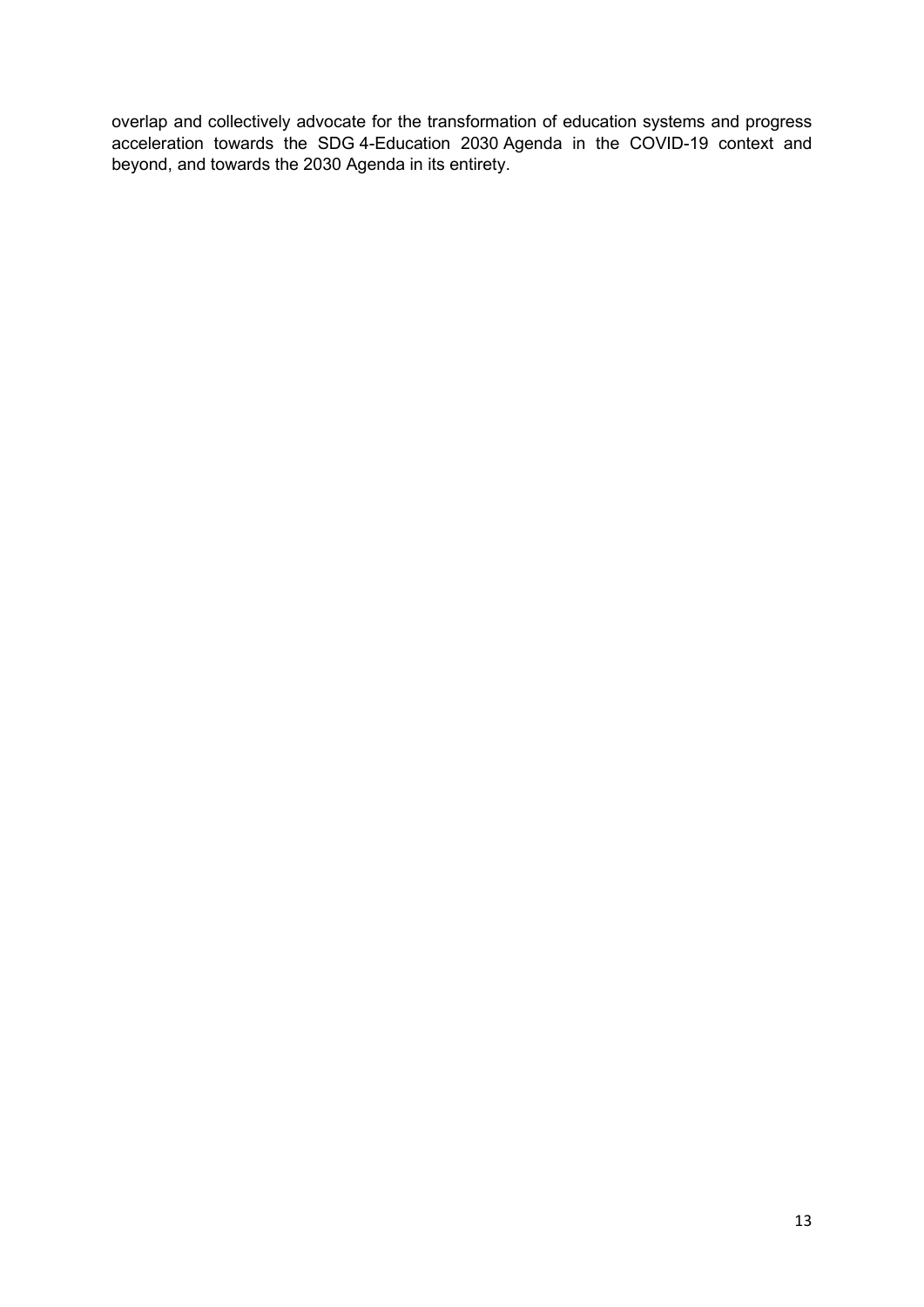overlap and collectively advocate for the transformation of education systems and progress acceleration towards the SDG 4-Education 2030 Agenda in the COVID-19 context and beyond, and towards the 2030 Agenda in its entirety.